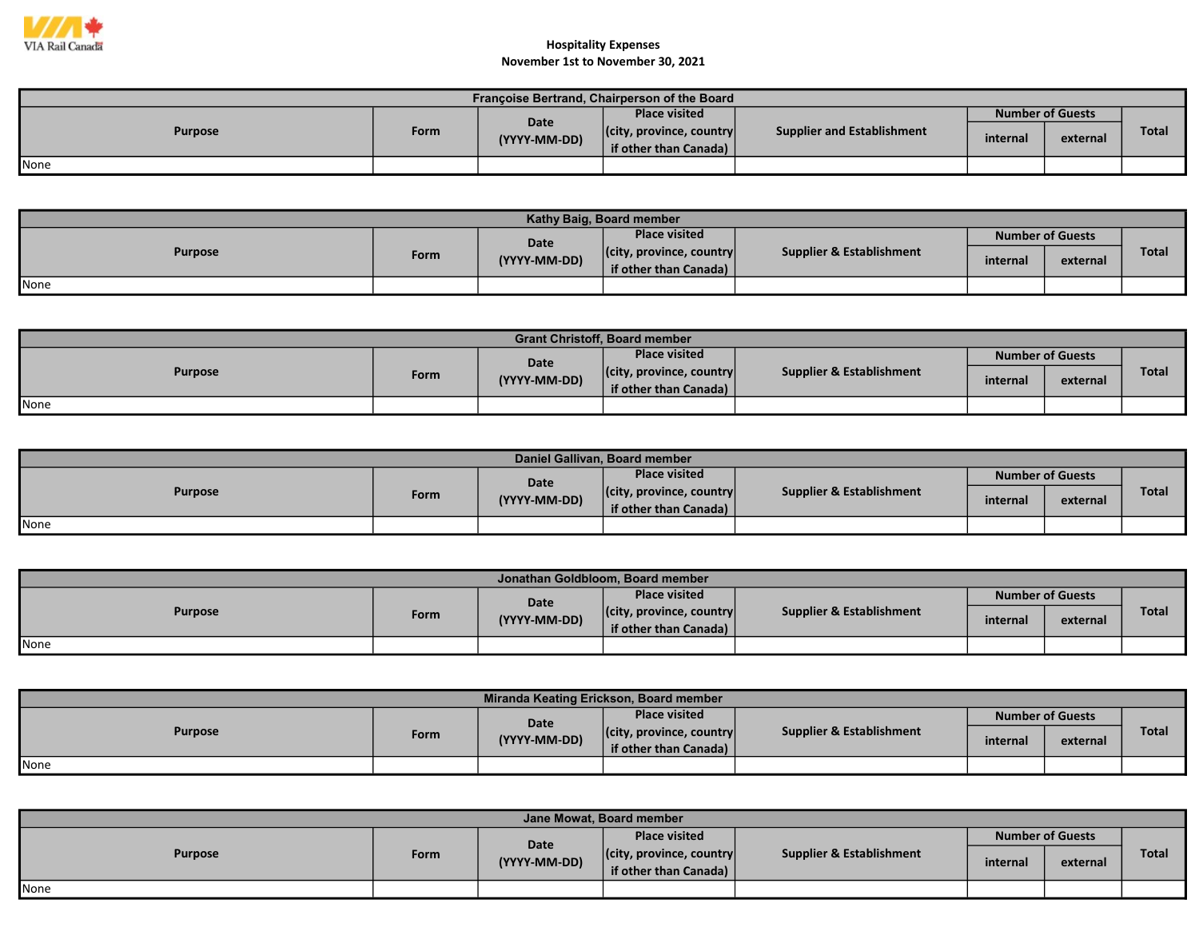VIA Rail Canada

## Hospitality Expenses
## November 1st to November 30, 2021

| Françoise Bertrand, Chairperson of the Board | | | | | | | |
|---|---|---|---|---|---|---|---|
| Purpose | Form | Date (YYYY-MM-DD) | Place visited (city, province, country if other than Canada) | Supplier and Establishment | Number of Guests | | Total |
| | | | | | internal | external | |
| None | | | | | | | |

| Kathy Baig, Board member | | | | | | | |
|---|---|---|---|---|---|---|---|
| Purpose | Form | Date (YYYY-MM-DD) | Place visited (city, province, country if other than Canada) | Supplier & Establishment | Number of Guests | | Total |
| | | | | | internal | external | |
| None | | | | | | | |

| Grant Christoff, Board member | | | | | | | |
|---|---|---|---|---|---|---|---|
| Purpose | Form | Date (YYYY-MM-DD) | Place visited (city, province, country if other than Canada) | Supplier & Establishment | Number of Guests | | Total |
| | | | | | internal | external | |
| None | | | | | | | |

| Daniel Gallivan, Board member | | | | | | | |
|---|---|---|---|---|---|---|---|
| Purpose | Form | Date (YYYY-MM-DD) | Place visited (city, province, country if other than Canada) | Supplier & Establishment | Number of Guests | | Total |
| | | | | | internal | external | |
| None | | | | | | | |

| Jonathan Goldbloom, Board member | | | | | | | |
|---|---|---|---|---|---|---|---|
| Purpose | Form | Date (YYYY-MM-DD) | Place visited (city, province, country if other than Canada) | Supplier & Establishment | Number of Guests | | Total |
| | | | | | internal | external | |
| None | | | | | | | |

| Miranda Keating Erickson, Board member | | | | | | | |
|---|---|---|---|---|---|---|---|
| Purpose | Form | Date (YYYY-MM-DD) | Place visited (city, province, country if other than Canada) | Supplier & Establishment | Number of Guests | | Total |
| | | | | | internal | external | |
| None | | | | | | | |

| Jane Mowat, Board member | | | | | | | |
|---|---|---|---|---|---|---|---|
| Purpose | Form | Date (YYYY-MM-DD) | Place visited (city, province, country if other than Canada) | Supplier & Establishment | Number of Guests | | Total |
| | | | | | internal | external | |
| None | | | | | | | |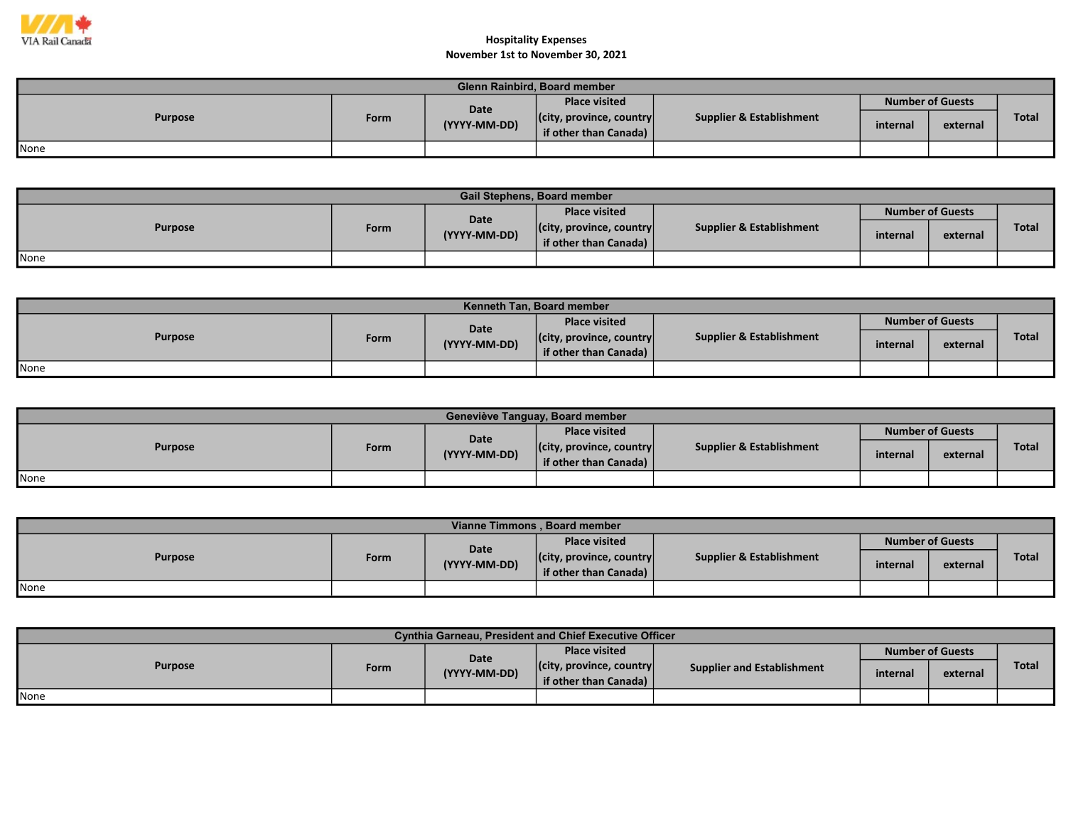VIA Rail Canada

**Hospitality Expenses**
**November 1st to November 30, 2021**

| Glenn Rainbird, Board member | | | | | | | |
|---|---|---|---|---|---|---|---|
| Purpose | Form | Date (YYYY-MM-DD) | Place visited (city, province, country if other than Canada) | Supplier & Establishment | Number of Guests | | Total |
| | | | | | internal | external | |
| None | | | | | | | |

| Gail Stephens, Board member | | | | | | | |
|---|---|---|---|---|---|---|---|
| Purpose | Form | Date (YYYY-MM-DD) | Place visited (city, province, country if other than Canada) | Supplier & Establishment | Number of Guests | | Total |
| | | | | | internal | external | |
| None | | | | | | | |

| Kenneth Tan, Board member | | | | | | | |
|---|---|---|---|---|---|---|---|
| Purpose | Form | Date (YYYY-MM-DD) | Place visited (city, province, country if other than Canada) | Supplier & Establishment | Number of Guests | | Total |
| | | | | | internal | external | |
| None | | | | | | | |

| Geneviève Tanguay, Board member | | | | | | | |
|---|---|---|---|---|---|---|---|
| Purpose | Form | Date (YYYY-MM-DD) | Place visited (city, province, country if other than Canada) | Supplier & Establishment | Number of Guests | | Total |
| | | | | | internal | external | |
| None | | | | | | | |

| Vianne Timmons , Board member | | | | | | | |
|---|---|---|---|---|---|---|---|
| Purpose | Form | Date (YYYY-MM-DD) | Place visited (city, province, country if other than Canada) | Supplier & Establishment | Number of Guests | | Total |
| | | | | | internal | external | |
| None | | | | | | | |

| Cynthia Garneau, President and Chief Executive Officer | | | | | | | |
|---|---|---|---|---|---|---|---|
| Purpose | Form | Date (YYYY-MM-DD) | Place visited (city, province, country if other than Canada) | Supplier and Establishment | Number of Guests | | Total |
| | | | | | internal | external | |
| None | | | | | | | |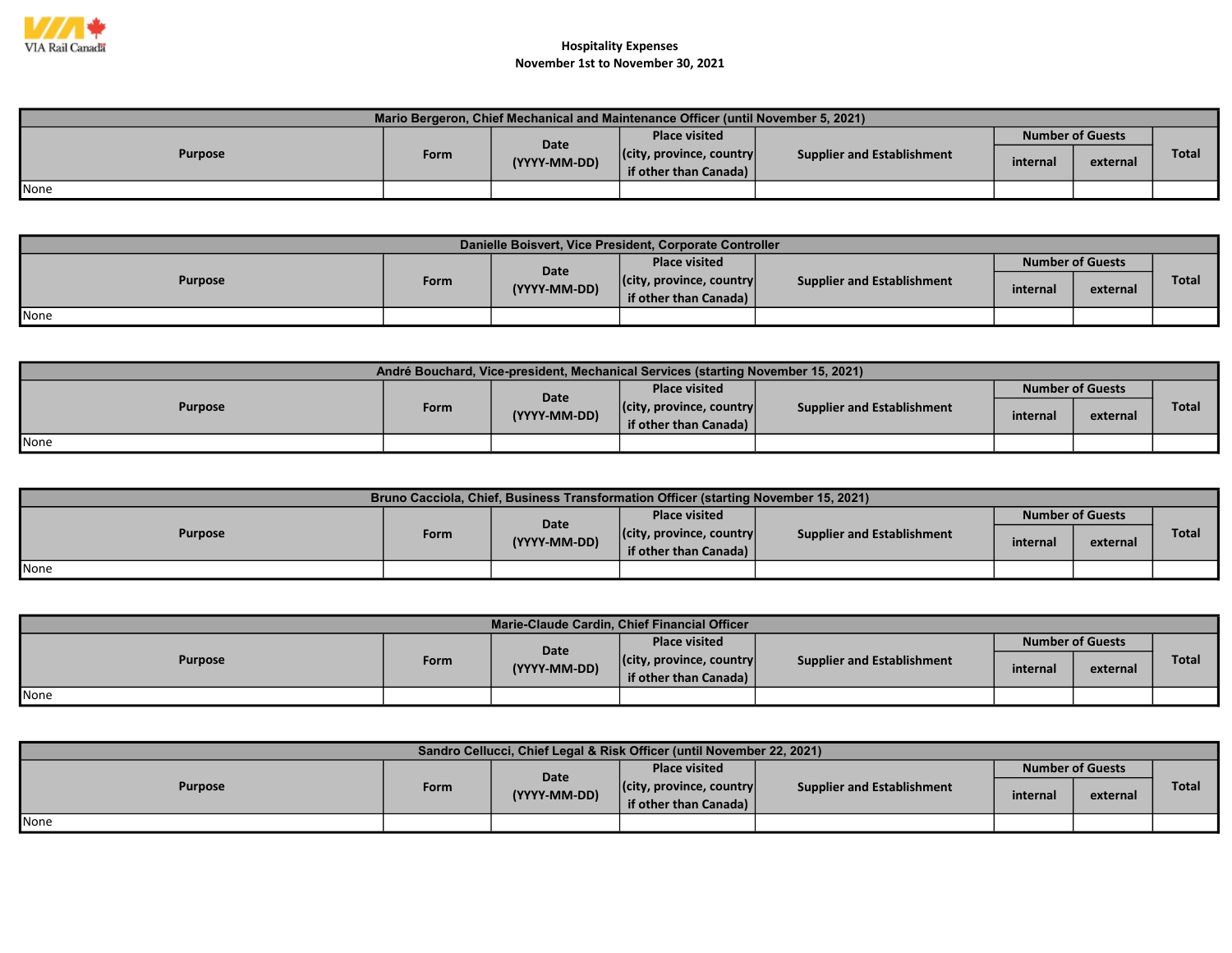VIA Rail Canada

**Hospitality Expenses**
**November 1st to November 30, 2021**

| Mario Bergeron, Chief Mechanical and Maintenance Officer (until November 5, 2021) | | | | | | | |
|---|---|---|---|---|---|---|---|
| Purpose | Form | Date (YYYY-MM-DD) | Place visited (city, province, country if other than Canada) | Supplier and Establishment | Number of Guests | | Total |
| | | | | | internal | external | |
| None | | | | | | | |

| Danielle Boisvert, Vice President, Corporate Controller | | | | | | | |
|---|---|---|---|---|---|---|---|
| Purpose | Form | Date (YYYY-MM-DD) | Place visited (city, province, country if other than Canada) | Supplier and Establishment | Number of Guests | | Total |
| | | | | | internal | external | |
| None | | | | | | | |

| André Bouchard, Vice-president, Mechanical Services (starting November 15, 2021) | | | | | | | |
|---|---|---|---|---|---|---|---|
| Purpose | Form | Date (YYYY-MM-DD) | Place visited (city, province, country if other than Canada) | Supplier and Establishment | Number of Guests | | Total |
| | | | | | internal | external | |
| None | | | | | | | |

| Bruno Cacciola, Chief, Business Transformation Officer (starting November 15, 2021) | | | | | | | |
|---|---|---|---|---|---|---|---|
| Purpose | Form | Date (YYYY-MM-DD) | Place visited (city, province, country if other than Canada) | Supplier and Establishment | Number of Guests | | Total |
| | | | | | internal | external | |
| None | | | | | | | |

| Marie-Claude Cardin, Chief Financial Officer | | | | | | | |
|---|---|---|---|---|---|---|---|
| Purpose | Form | Date (YYYY-MM-DD) | Place visited (city, province, country if other than Canada) | Supplier and Establishment | Number of Guests | | Total |
| | | | | | internal | external | |
| None | | | | | | | |

| Sandro Cellucci, Chief Legal & Risk Officer (until November 22, 2021) | | | | | | | |
|---|---|---|---|---|---|---|---|
| Purpose | Form | Date (YYYY-MM-DD) | Place visited (city, province, country if other than Canada) | Supplier and Establishment | Number of Guests | | Total |
| | | | | | internal | external | |
| None | | | | | | | |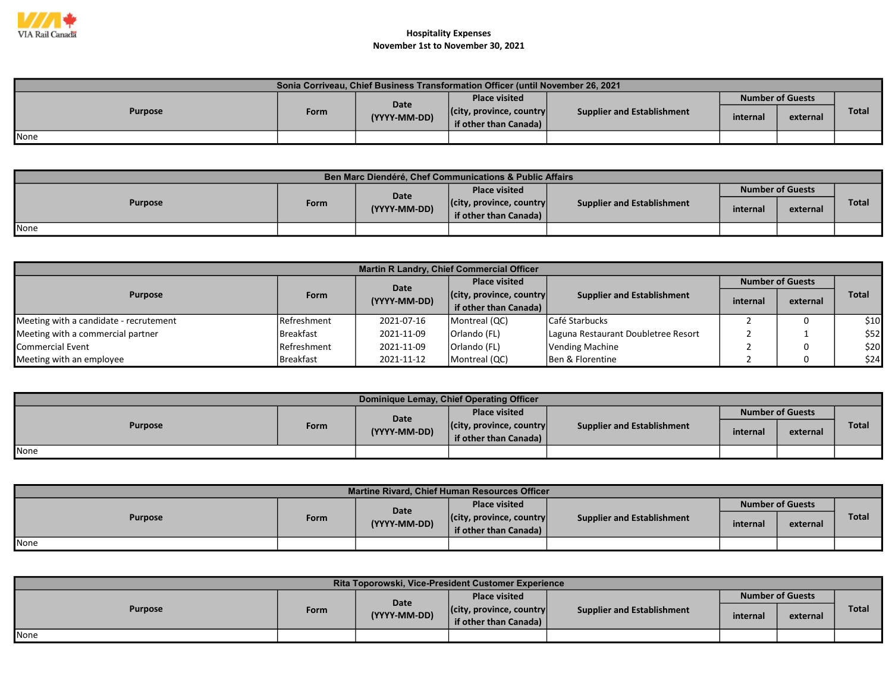VIA Rail Canada

**Hospitality Expenses**
**November 1st to November 30, 2021**

| Sonia Corriveau, Chief Business Transformation Officer (until November 26, 2021) | | | | | | | |
|---|---|---|---|---|---|---|---|
| Purpose | Form | Date (YYYY-MM-DD) | Place visited (city, province, country if other than Canada) | Supplier and Establishment | Number of Guests | | Total |
| | | | | | internal | external | |
| None | | | | | | | |

| Ben Marc Diendéré, Chef Communications & Public Affairs | | | | | | | |
|---|---|---|---|---|---|---|---|
| Purpose | Form | Date (YYYY-MM-DD) | Place visited (city, province, country if other than Canada) | Supplier and Establishment | Number of Guests | | Total |
| | | | | | internal | external | |
| None | | | | | | | |

| Martin R Landry, Chief Commercial Officer | | | | | | | |
|---|---|---|---|---|---|---|---|
| Purpose | Form | Date (YYYY-MM-DD) | Place visited (city, province, country if other than Canada) | Supplier and Establishment | Number of Guests | | Total |
| | | | | | internal | external | |
| Meeting with a candidate - recrutement | Refreshment | 2021-07-16 | Montreal (QC) | Café Starbucks | 2 | 0 | $10 |
| Meeting with a commercial partner | Breakfast | 2021-11-09 | Orlando (FL) | Laguna Restaurant Doubletree Resort | 2 | 1 | $52 |
| Commercial Event | Refreshment | 2021-11-09 | Orlando (FL) | Vending Machine | 2 | 0 | $20 |
| Meeting with an employee | Breakfast | 2021-11-12 | Montreal (QC) | Ben & Florentine | 2 | 0 | $24 |

| Dominique Lemay, Chief Operating Officer | | | | | | | |
|---|---|---|---|---|---|---|---|
| Purpose | Form | Date (YYYY-MM-DD) | Place visited (city, province, country if other than Canada) | Supplier and Establishment | Number of Guests | | Total |
| | | | | | internal | external | |
| None | | | | | | | |

| Martine Rivard, Chief Human Resources Officer | | | | | | | |
|---|---|---|---|---|---|---|---|
| Purpose | Form | Date (YYYY-MM-DD) | Place visited (city, province, country if other than Canada) | Supplier and Establishment | Number of Guests | | Total |
| | | | | | internal | external | |
| None | | | | | | | |

| Rita Toporowski, Vice-President Customer Experience | | | | | | | |
|---|---|---|---|---|---|---|---|
| Purpose | Form | Date (YYYY-MM-DD) | Place visited (city, province, country if other than Canada) | Supplier and Establishment | Number of Guests | | Total |
| | | | | | internal | external | |
| None | | | | | | | |